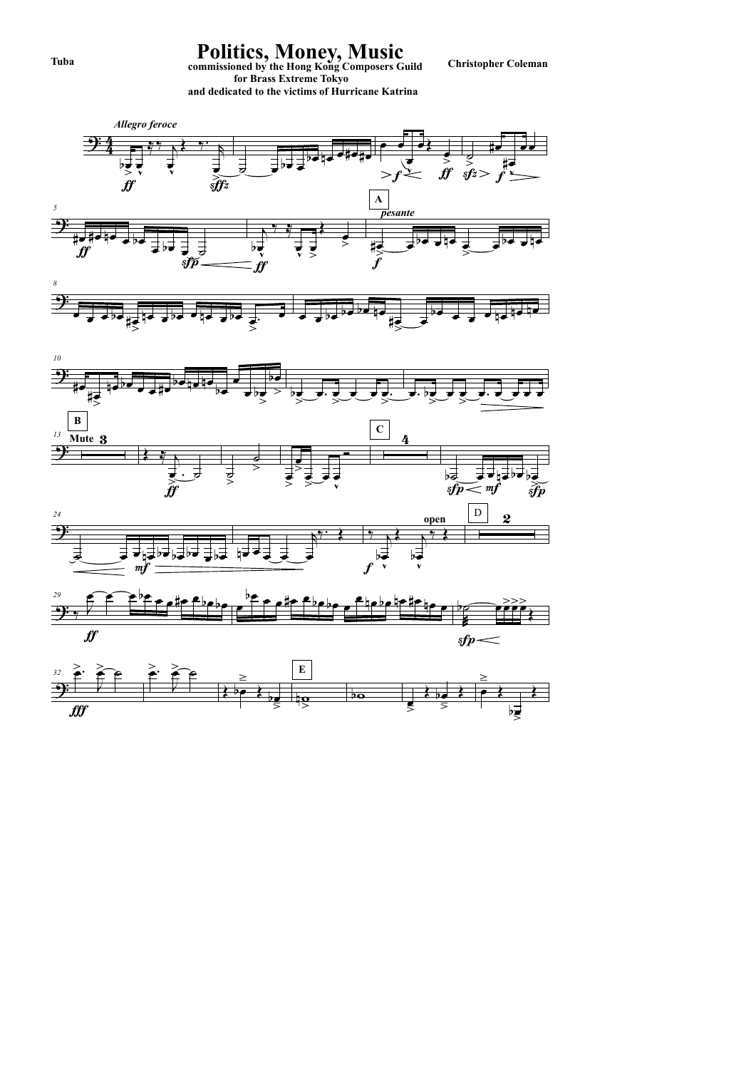Tuba

# Politics, Money, Music

**commissioned by the Hong Kong Composers Guild**
**for Brass Extreme Tokyo**
**and dedicated to the victims of Hurricane Katrina**

**Christopher Coleman**